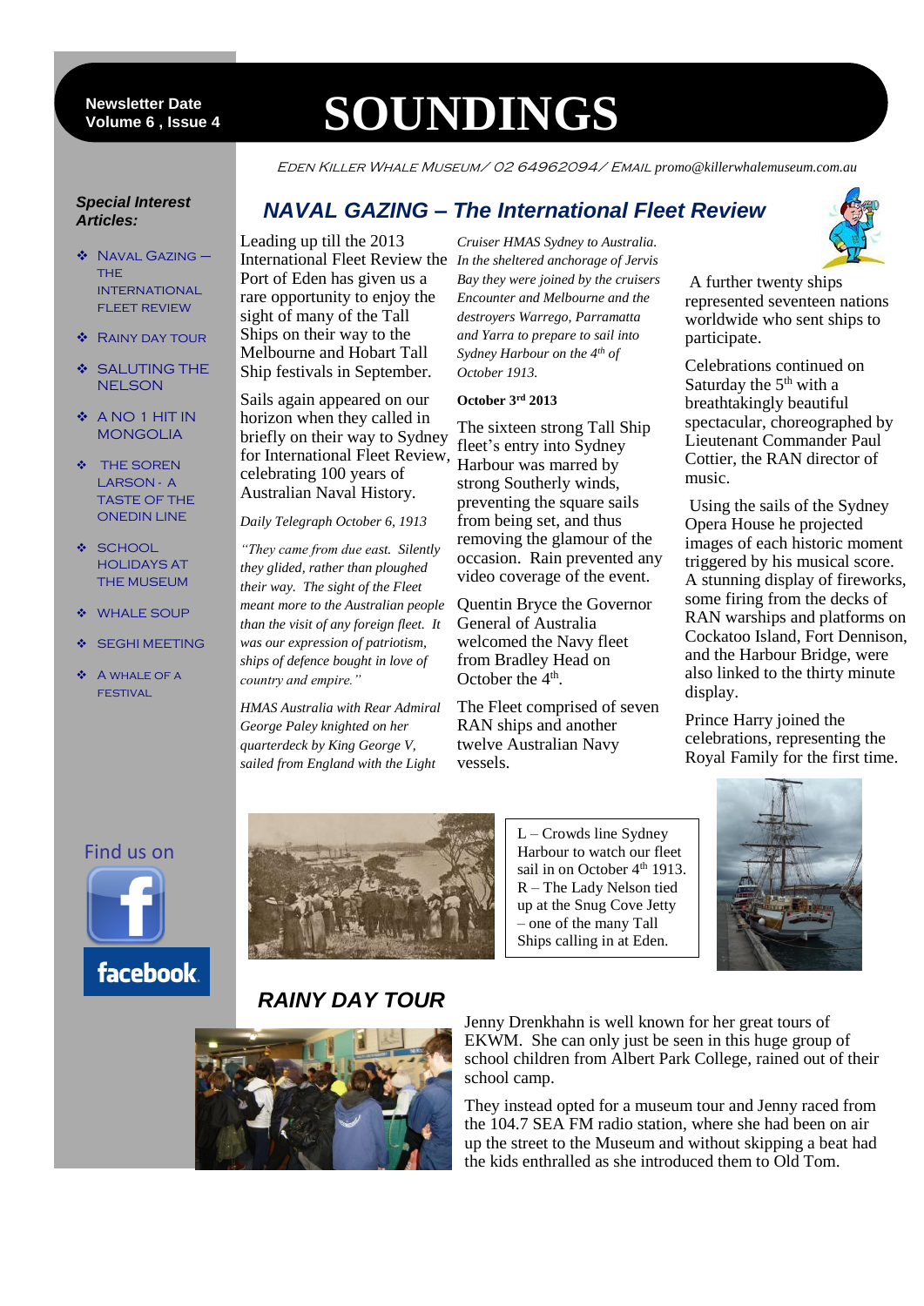Newsletter Date
Volume 6 , Issue 4

# SOUNDINGS

EDEN KILLER WHALE MUSEUM/ 02 64962094/ EMAIL promo@killerwhalemuseum.com.au

**Special Interest Articles:**

- NAVAL GAZING – THE INTERNATIONAL FLEET REVIEW
- RAINY DAY TOUR
- SALUTING THE NELSON
- A NO 1 HIT IN MONGOLIA
- THE SOREN LARSON - A TASTE OF THE ONEDIN LINE
- SCHOOL HOLIDAYS AT THE MUSEUM
- WHALE SOUP
- SEGHI MEETING
- A WHALE OF A FESTIVAL

Find us on facebook

## NAVAL GAZING – The International Fleet Review

Leading up till the 2013 International Fleet Review the Port of Eden has given us a rare opportunity to enjoy the sight of many of the Tall Ships on their way to the Melbourne and Hobart Tall Ship festivals in September.

Sails again appeared on our horizon when they called in briefly on their way to Sydney for International Fleet Review, celebrating 100 years of Australian Naval History.

*Daily Telegraph October 6, 1913*

*"They came from due east. Silently they glided, rather than ploughed their way. The sight of the Fleet meant more to the Australian people than the visit of any foreign fleet. It was our expression of patriotism, ships of defence bought in love of country and empire."*

*HMAS Australia with Rear Admiral George Paley knighted on her quarterdeck by King George V, sailed from England with the Light Cruiser HMAS Sydney to Australia. In the sheltered anchorage of Jervis Bay they were joined by the cruisers Encounter and Melbourne and the destroyers Warrego, Parramatta and Yarra to prepare to sail into Sydney Harbour on the 4th of October 1913.*

**October 3rd 2013**

The sixteen strong Tall Ship fleet's entry into Sydney Harbour was marred by strong Southerly winds, preventing the square sails from being set, and thus removing the glamour of the occasion. Rain prevented any video coverage of the event.

Quentin Bryce the Governor General of Australia welcomed the Navy fleet from Bradley Head on October the 4th.

The Fleet comprised of seven RAN ships and another twelve Australian Navy vessels.

A further twenty ships represented seventeen nations worldwide who sent ships to participate.

Celebrations continued on Saturday the 5th with a breathtakingly beautiful spectacular, choreographed by Lieutenant Commander Paul Cottier, the RAN director of music.

Using the sails of the Sydney Opera House he projected images of each historic moment triggered by his musical score. A stunning display of fireworks, some firing from the decks of RAN warships and platforms on Cockatoo Island, Fort Dennison, and the Harbour Bridge, were also linked to the thirty minute display.

Prince Harry joined the celebrations, representing the Royal Family for the first time.

L – Crowds line Sydney Harbour to watch our fleet sail in on October 4th 1913.
R – The Lady Nelson tied up at the Snug Cove Jetty – one of the many Tall Ships calling in at Eden.

## RAINY DAY TOUR

Jenny Drenkhahn is well known for her great tours of EKWM. She can only just be seen in this huge group of school children from Albert Park College, rained out of their school camp.

They instead opted for a museum tour and Jenny raced from the 104.7 SEA FM radio station, where she had been on air up the street to the Museum and without skipping a beat had the kids enthralled as she introduced them to Old Tom.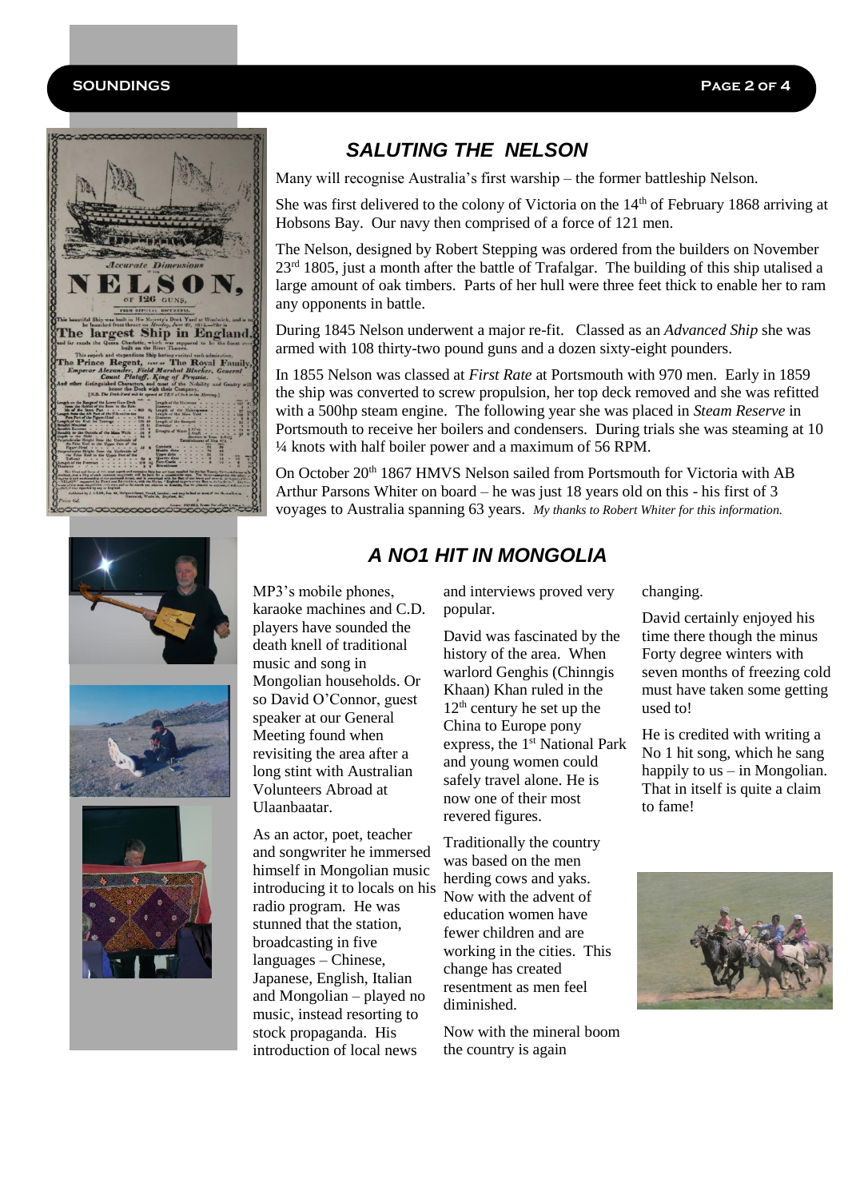## SALUTING THE NELSON

Many will recognise Australia's first warship – the former battleship Nelson.

She was first delivered to the colony of Victoria on the 14th of February 1868 arriving at Hobsons Bay. Our navy then comprised of a force of 121 men.

The Nelson, designed by Robert Stepping was ordered from the builders on November 23rd 1805, just a month after the battle of Trafalgar. The building of this ship utalised a large amount of oak timbers. Parts of her hull were three feet thick to enable her to ram any opponents in battle.

During 1845 Nelson underwent a major re-fit. Classed as an *Advanced Ship* she was armed with 108 thirty-two pound guns and a dozen sixty-eight pounders.

In 1855 Nelson was classed at *First Rate* at Portsmouth with 970 men. Early in 1859 the ship was converted to screw propulsion, her top deck removed and she was refitted with a 500hp steam engine. The following year she was placed in *Steam Reserve* in Portsmouth to receive her boilers and condensers. During trials she was steaming at 10 ¼ knots with half boiler power and a maximum of 56 RPM.

On October 20th 1867 HMVS Nelson sailed from Portsmouth for Victoria with AB Arthur Parsons Whiter on board – he was just 18 years old on this - his first of 3 voyages to Australia spanning 63 years. *My thanks to Robert Whiter for this information.*

## A NO1 HIT IN MONGOLIA

MP3's mobile phones, karaoke machines and C.D. players have sounded the death knell of traditional music and song in Mongolian households. Or so David O'Connor, guest speaker at our General Meeting found when revisiting the area after a long stint with Australian Volunteers Abroad at Ulaanbaatar.

As an actor, poet, teacher and songwriter he immersed himself in Mongolian music introducing it to locals on his radio program. He was stunned that the station, broadcasting in five languages – Chinese, Japanese, English, Italian and Mongolian – played no music, instead resorting to stock propaganda. His introduction of local news and interviews proved very popular.

David was fascinated by the history of the area. When warlord Genghis (Chinngis Khaan) Khan ruled in the 12th century he set up the China to Europe pony express, the 1st National Park and young women could safely travel alone. He is now one of their most revered figures.

Traditionally the country was based on the men herding cows and yaks. Now with the advent of education women have fewer children and are working in the cities. This change has created resentment as men feel diminished.

Now with the mineral boom the country is again changing.

David certainly enjoyed his time there though the minus Forty degree winters with seven months of freezing cold must have taken some getting used to!

He is credited with writing a No 1 hit song, which he sang happily to us – in Mongolian. That in itself is quite a claim to fame!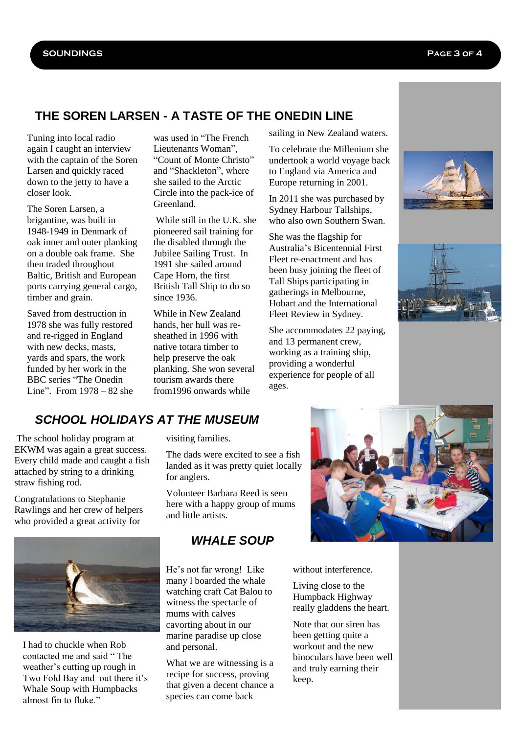## THE SOREN LARSEN - A TASTE OF THE ONEDIN LINE

Tuning into local radio again l caught an interview with the captain of the Soren Larsen and quickly raced down to the jetty to have a closer look.

The Soren Larsen, a brigantine, was built in 1948-1949 in Denmark of oak inner and outer planking on a double oak frame. She then traded throughout Baltic, British and European ports carrying general cargo, timber and grain.

Saved from destruction in 1978 she was fully restored and re-rigged in England with new decks, masts, yards and spars, the work funded by her work in the BBC series "The Onedin Line". From 1978 – 82 she was used in "The French Lieutenants Woman", "Count of Monte Christo" and "Shackleton", where she sailed to the Arctic Circle into the pack-ice of Greenland.

While still in the U.K. she pioneered sail training for the disabled through the Jubilee Sailing Trust. In 1991 she sailed around Cape Horn, the first British Tall Ship to do so since 1936.

While in New Zealand hands, her hull was re-sheathed in 1996 with native totara timber to help preserve the oak planking. She won several tourism awards there from1996 onwards while sailing in New Zealand waters.

To celebrate the Millenium she undertook a world voyage back to England via America and Europe returning in 2001.

In 2011 she was purchased by Sydney Harbour Tallships, who also own Southern Swan.

She was the flagship for Australia's Bicentennial First Fleet re-enactment and has been busy joining the fleet of Tall Ships participating in gatherings in Melbourne, Hobart and the International Fleet Review in Sydney.

She accommodates 22 paying, and 13 permanent crew, working as a training ship, providing a wonderful experience for people of all ages.

## *SCHOOL HOLIDAYS AT THE MUSEUM*

The school holiday program at EKWM was again a great success. Every child made and caught a fish attached by string to a drinking straw fishing rod.

Congratulations to Stephanie Rawlings and her crew of helpers who provided a great activity for visiting families.

The dads were excited to see a fish landed as it was pretty quiet locally for anglers.

Volunteer Barbara Reed is seen here with a happy group of mums and little artists.

## *WHALE SOUP*

I had to chuckle when Rob contacted me and said " The weather's cutting up rough in Two Fold Bay and out there it's Whale Soup with Humpbacks almost fin to fluke."

He's not far wrong! Like many l boarded the whale watching craft Cat Balou to witness the spectacle of mums with calves cavorting about in our marine paradise up close and personal.

What we are witnessing is a recipe for success, proving that given a decent chance a species can come back without interference.

Living close to the Humpback Highway really gladdens the heart.

Note that our siren has been getting quite a workout and the new binoculars have been well and truly earning their keep.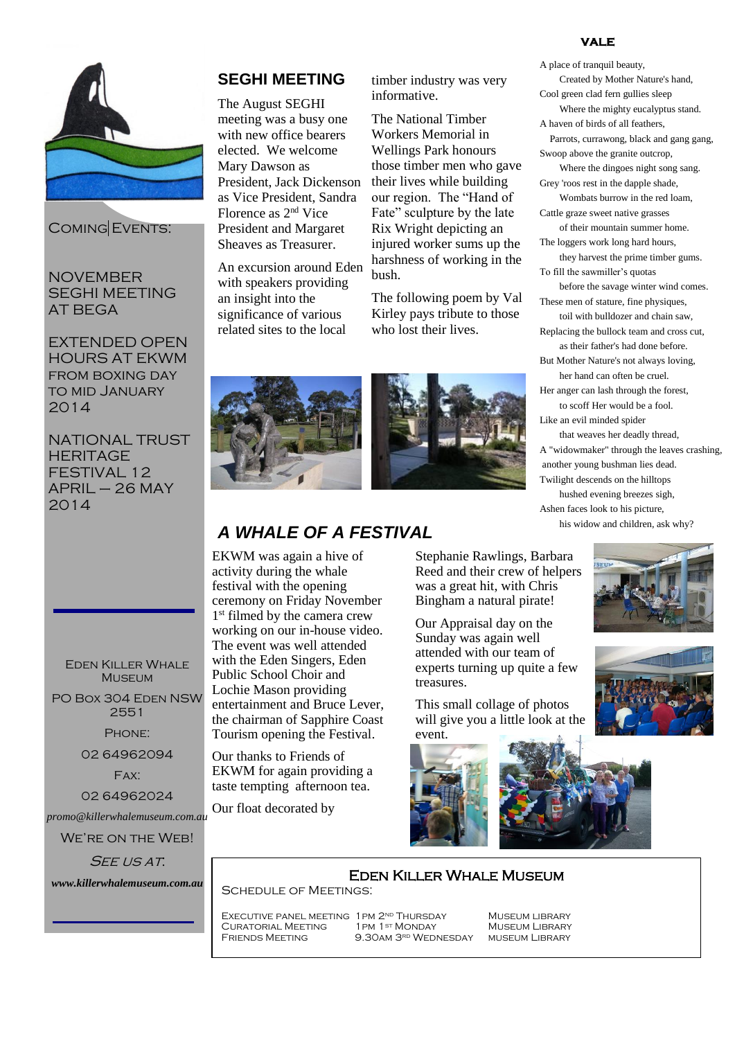## SEGHI MEETING

The August SEGHI meeting was a busy one with new office bearers elected. We welcome Mary Dawson as President, Jack Dickenson as Vice President, Sandra Florence as 2nd Vice President and Margaret Sheaves as Treasurer.

An excursion around Eden with speakers providing an insight into the significance of various related sites to the local timber industry was very informative.

The National Timber Workers Memorial in Wellings Park honours those timber men who gave their lives while building our region. The "Hand of Fate" sculpture by the late Rix Wright depicting an injured worker sums up the harshness of working in the bush.

The following poem by Val Kirley pays tribute to those who lost their lives.

### VALE

A place of tranquil beauty,
Created by Mother Nature's hand,
Cool green clad fern gullies sleep
Where the mighty eucalyptus stand.
A haven of birds of all feathers,
Parrots, currawong, black and gang gang,
Swoop above the granite outcrop,
Where the dingoes night song sang.
Grey 'roos rest in the dapple shade,
Wombats burrow in the red loam,
Cattle graze sweet native grasses
of their mountain summer home.
The loggers work long hard hours,
they harvest the prime timber gums.
To fill the sawmiller's quotas
before the savage winter wind comes.
These men of stature, fine physiques,
toil with bulldozer and chain saw,
Replacing the bullock team and cross cut,
as their father's had done before.
But Mother Nature's not always loving,
her hand can often be cruel.
Her anger can lash through the forest,
to scoff Her would be a fool.
Like an evil minded spider
that weaves her deadly thread,
A "widowmaker" through the leaves crashing,
another young bushman lies dead.
Twilight descends on the hilltops
hushed evening breezes sigh,
Ashen faces look to his picture,
his widow and children, ask why?

## *A WHALE OF A FESTIVAL*

EKWM was again a hive of activity during the whale festival with the opening ceremony on Friday November 1st filmed by the camera crew working on our in-house video. The event was well attended with the Eden Singers, Eden Public School Choir and Lochie Mason providing entertainment and Bruce Lever, the chairman of Sapphire Coast Tourism opening the Festival.

Our thanks to Friends of EKWM for again providing a taste tempting afternoon tea.

Our float decorated by Stephanie Rawlings, Barbara Reed and their crew of helpers was a great hit, with Chris Bingham a natural pirate!

Our Appraisal day on the Sunday was again well attended with our team of experts turning up quite a few treasures.

This small collage of photos will give you a little look at the event.

COMING EVENTS:

NOVEMBER SEGHI MEETING AT BEGA

EXTENDED OPEN HOURS AT EKWM FROM BOXING DAY TO MID JANUARY 2014

NATIONAL TRUST HERITAGE FESTIVAL 12 APRIL – 26 MAY 2014

EDEN KILLER WHALE MUSEUM

PO BOX 304 EDEN NSW 2551

PHONE:

02 64962094

FAX:

02 64962024

*promo@killerwhalemuseum.com.au*

WE'RE ON THE WEB!

*SEE US AT:*

***www.killerwhalemuseum.com.au***

## EDEN KILLER WHALE MUSEUM

SCHEDULE OF MEETINGS:

| | | |
|---|---|---|
| EXECUTIVE PANEL MEETING | 1PM 2ND THURSDAY | MUSEUM LIBRARY |
| CURATORIAL MEETING | 1PM 1ST MONDAY | MUSEUM LIBRARY |
| FRIENDS MEETING | 9.30AM 3RD WEDNESDAY | MUSEUM LIBRARY |